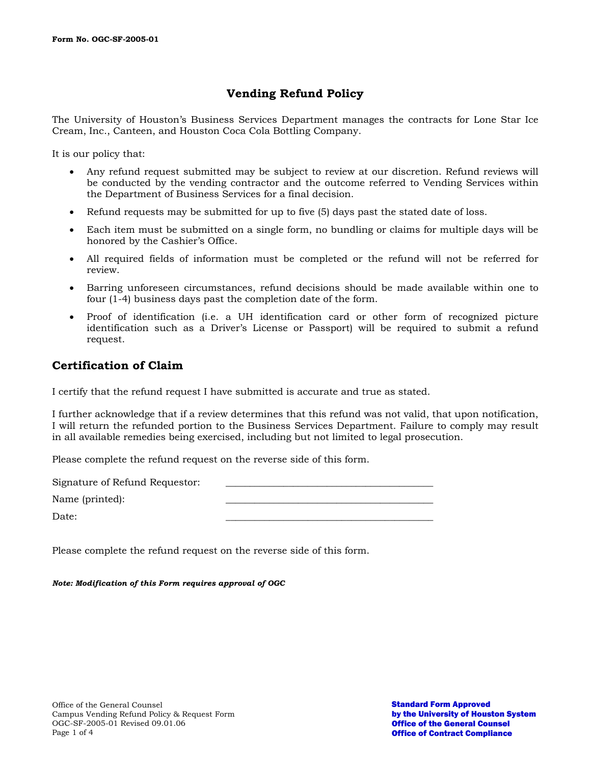Form No. OGC-SF-2005-01

# Vending Refund Policy

The University of Houston's Business Services Department manages the contracts for Lone Star Ice Cream, Inc., Canteen, and Houston Coca Cola Bottling Company.

It is our policy that:

- Any refund request submitted may be subject to review at our discretion. Refund reviews will be conducted by the vending contractor and the outcome referred to Vending Services within the Department of Business Services for a final decision.
- Refund requests may be submitted for up to five (5) days past the stated date of loss.
- Each item must be submitted on a single form, no bundling or claims for multiple days will be honored by the Cashier's Office.
- All required fields of information must be completed or the refund will not be referred for review.
- Barring unforeseen circumstances, refund decisions should be made available within one to four (1-4) business days past the completion date of the form.
- Proof of identification (i.e. a UH identification card or other form of recognized picture identification such as a Driver's License or Passport) will be required to submit a refund request.

## Certification of Claim

I certify that the refund request I have submitted is accurate and true as stated.

I further acknowledge that if a review determines that this refund was not valid, that upon notification, I will return the refunded portion to the Business Services Department. Failure to comply may result in all available remedies being exercised, including but not limited to legal prosecution.

Please complete the refund request on the reverse side of this form.

Signature of Refund Requestor: ________________________________________

Name (printed): ________________________________________

Date: ________________________________________

Please complete the refund request on the reverse side of this form.

***Note: Modification of this Form requires approval of OGC***

Office of the General Counsel
Campus Vending Refund Policy & Request Form
OGC-SF-2005-01 Revised 09.01.06

**Standard Form Approved by the University of Houston System Office of the General Counsel Office of Contract Compliance**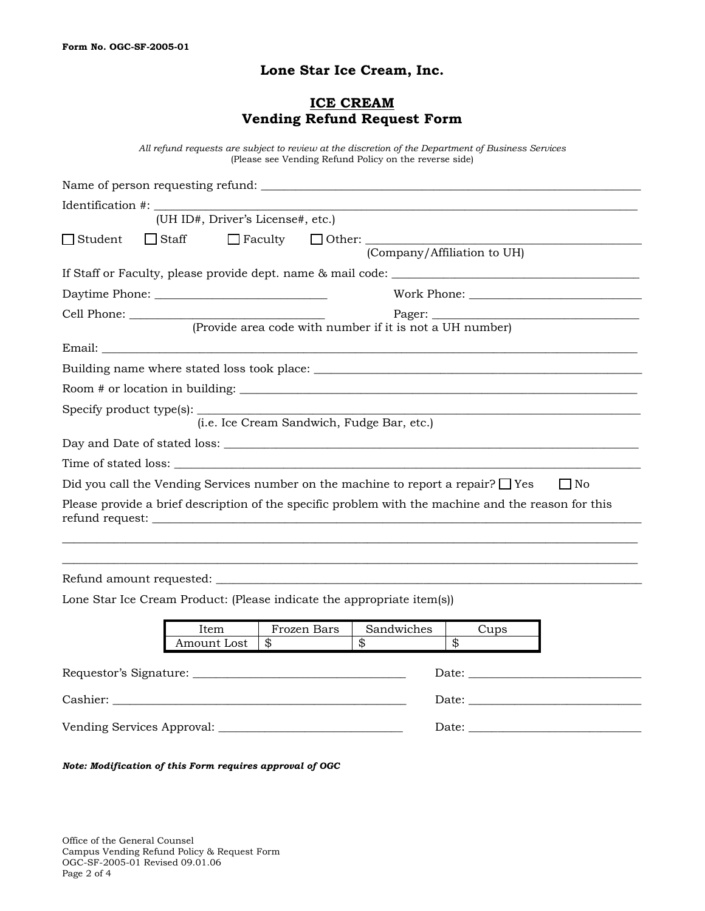Form No. OGC-SF-2005-01

# Lone Star Ice Cream, Inc.

## ICE CREAM
## Vending Refund Request Form

*All refund requests are subject to review at the discretion of the Department of Business Services*
(Please see Vending Refund Policy on the reverse side)

Name of person requesting refund: ______________________________________________

Identification #: ______________________________________________
(UH ID#, Driver's License#, etc.)

☐ Student ☐ Staff ☐ Faculty ☐ Other: ______________________________
(Company/Affiliation to UH)

If Staff or Faculty, please provide dept. name & mail code: ______________________________

Daytime Phone: ____________________ Work Phone: ____________________

Cell Phone: ____________________ Pager: ____________________
(Provide area code with number if it is not a UH number)

Email: ______________________________________________

Building name where stated loss took place: ______________________________

Room # or location in building: ______________________________

Specify product type(s): ______________________________
(i.e. Ice Cream Sandwich, Fudge Bar, etc.)

Day and Date of stated loss: ______________________________

Time of stated loss: ______________________________

Did you call the Vending Services number on the machine to report a repair? ☐ Yes ☐ No

Please provide a brief description of the specific problem with the machine and the reason for this refund request: ______________________________________________

______________________________________________

______________________________________________

Refund amount requested: ______________________________

Lone Star Ice Cream Product: (Please indicate the appropriate item(s))

| Item | Frozen Bars | Sandwiches | Cups |
|---|---|---|---|
| Amount Lost | $ | $ | $ |

Requestor's Signature: ____________________ Date: ____________________

Cashier: ____________________ Date: ____________________

Vending Services Approval: ____________________ Date: ____________________

***Note: Modification of this Form requires approval of OGC***

Office of the General Counsel
Campus Vending Refund Policy & Request Form
OGC-SF-2005-01 Revised 09.01.06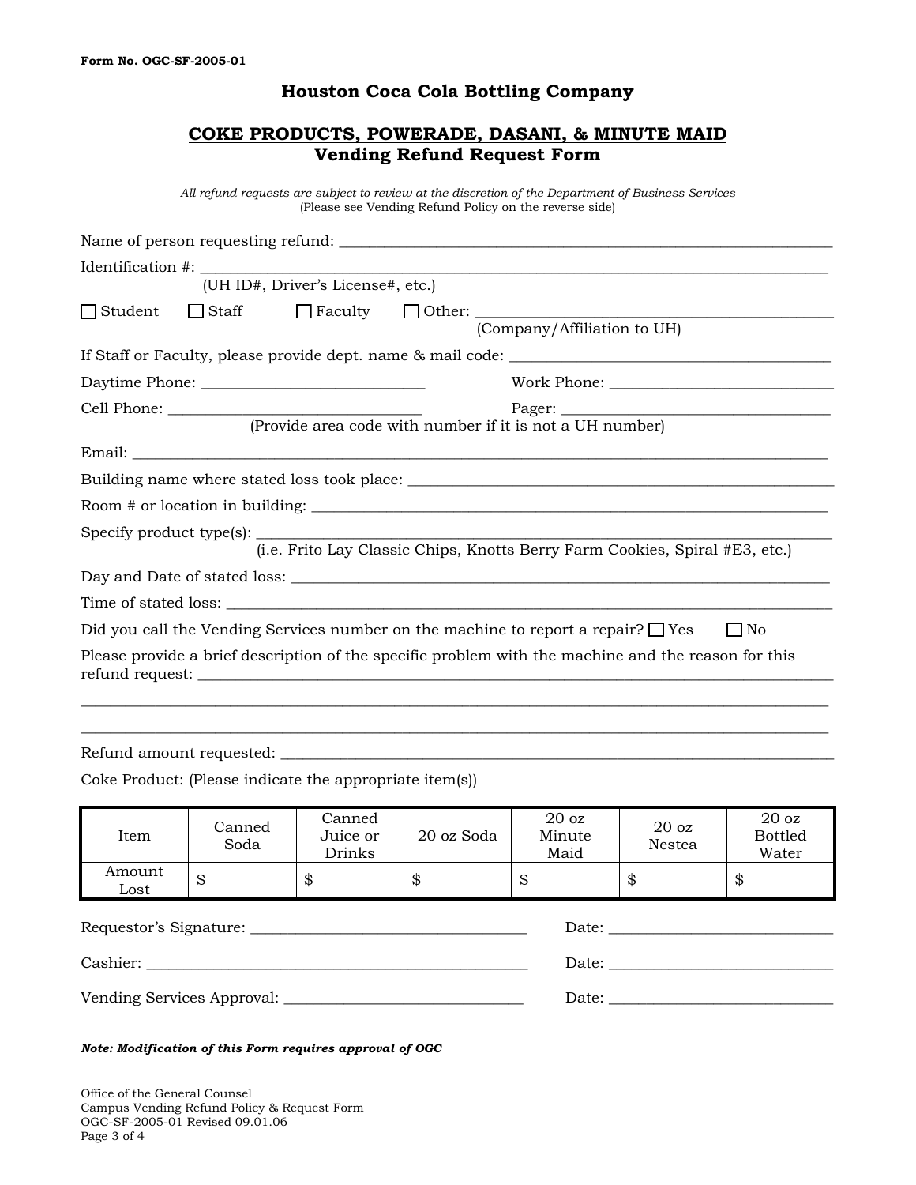Form No. OGC-SF-2005-01

# Houston Coca Cola Bottling Company

## COKE PRODUCTS, POWERADE, DASANI, & MINUTE MAID
## Vending Refund Request Form

*All refund requests are subject to review at the discretion of the Department of Business Services*
(Please see Vending Refund Policy on the reverse side)

Name of person requesting refund: ______________________________________________

Identification #: ______________________________________________
(UH ID#, Driver's License#, etc.)

☐ Student ☐ Staff ☐ Faculty ☐ Other: ______________________________
(Company/Affiliation to UH)

If Staff or Faculty, please provide dept. name & mail code: ______________________________

Daytime Phone: ______________________ Work Phone: ______________________

Cell Phone: ______________________ Pager: ______________________
(Provide area code with number if it is not a UH number)

Email: ______________________________________________

Building name where stated loss took place: ______________________________________________

Room # or location in building: ______________________________________________

Specify product type(s): ______________________________________________
(i.e. Frito Lay Classic Chips, Knotts Berry Farm Cookies, Spiral #E3, etc.)

Day and Date of stated loss: ______________________________________________

Time of stated loss: ______________________________________________

Did you call the Vending Services number on the machine to report a repair? ☐ Yes ☐ No

Please provide a brief description of the specific problem with the machine and the reason for this refund request: ______________________________________________

______________________________________________

______________________________________________

Refund amount requested: ______________________________________________

Coke Product: (Please indicate the appropriate item(s))

| Item | Canned Soda | Canned Juice or Drinks | 20 oz Soda | 20 oz Minute Maid | 20 oz Nestea | 20 oz Bottled Water |
|---|---|---|---|---|---|---|
| Amount Lost | $ | $ | $ | $ | $ | $ |

Requestor's Signature: ______________________ Date: ______________________

Cashier: ______________________ Date: ______________________

Vending Services Approval: ______________________ Date: ______________________

***Note: Modification of this Form requires approval of OGC***

Office of the General Counsel
Campus Vending Refund Policy & Request Form
OGC-SF-2005-01 Revised 09.01.06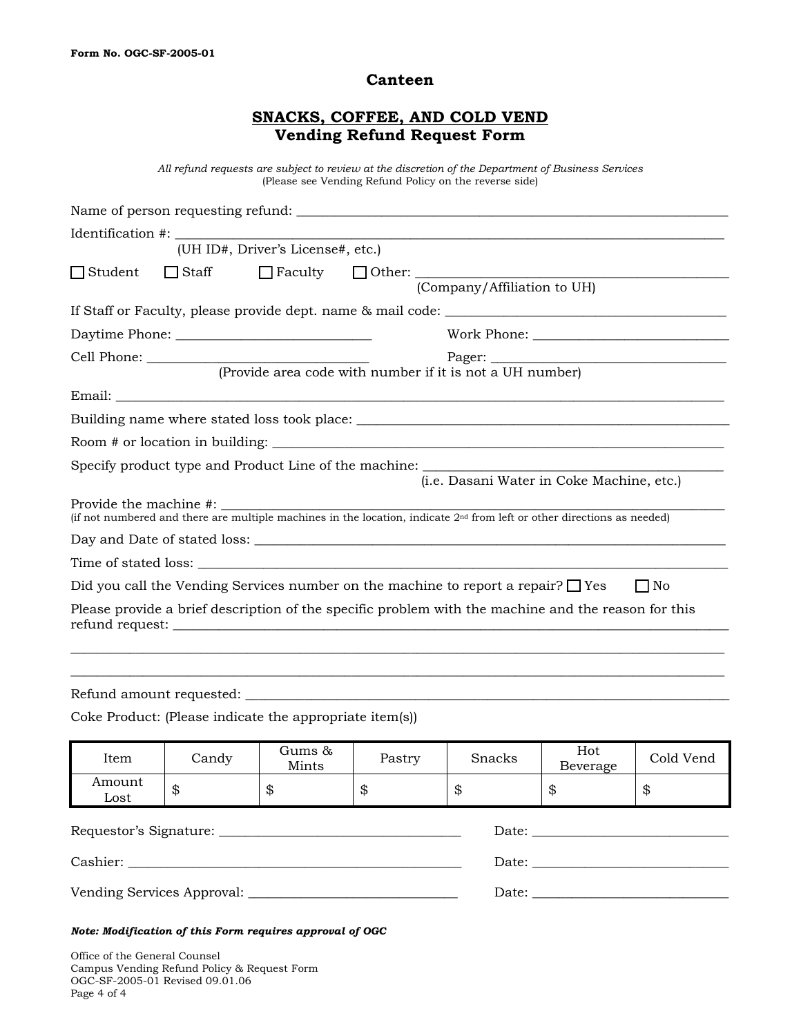Form No. OGC-SF-2005-01

# Canteen

## SNACKS, COFFEE, AND COLD VEND
## Vending Refund Request Form

*All refund requests are subject to review at the discretion of the Department of Business Services*
(Please see Vending Refund Policy on the reverse side)

Name of person requesting refund: ______________________________________________

Identification #: ______________________________________________
(UH ID#, Driver's License#, etc.)

☐ Student ☐ Staff ☐ Faculty ☐ Other: ______________________________
(Company/Affiliation to UH)

If Staff or Faculty, please provide dept. name & mail code: ______________________________

Daytime Phone: ______________________ Work Phone: ______________________

Cell Phone: ______________________ Pager: ______________________
(Provide area code with number if it is not a UH number)

Email: ______________________________________________

Building name where stated loss took place: ______________________________________________

Room # or location in building: ______________________________________________

Specify product type and Product Line of the machine: ______________________________
(i.e. Dasani Water in Coke Machine, etc.)

Provide the machine #: ______________________________________________
(if not numbered and there are multiple machines in the location, indicate 2nd from left or other directions as needed)

Day and Date of stated loss: ______________________________________________

Time of stated loss: ______________________________________________

Did you call the Vending Services number on the machine to report a repair? ☐ Yes ☐ No

Please provide a brief description of the specific problem with the machine and the reason for this refund request: ______________________________________________

______________________________________________

______________________________________________

Refund amount requested: ______________________________________________

Coke Product: (Please indicate the appropriate item(s))

| Item | Candy | Gums & Mints | Pastry | Snacks | Hot Beverage | Cold Vend |
|---|---|---|---|---|---|---|
| Amount Lost | $ | $ | $ | $ | $ | $ |

Requestor's Signature: ______________________ Date: ______________________

Cashier: ______________________ Date: ______________________

Vending Services Approval: ______________________ Date: ______________________

***Note: Modification of this Form requires approval of OGC***

Office of the General Counsel
Campus Vending Refund Policy & Request Form
OGC-SF-2005-01 Revised 09.01.06